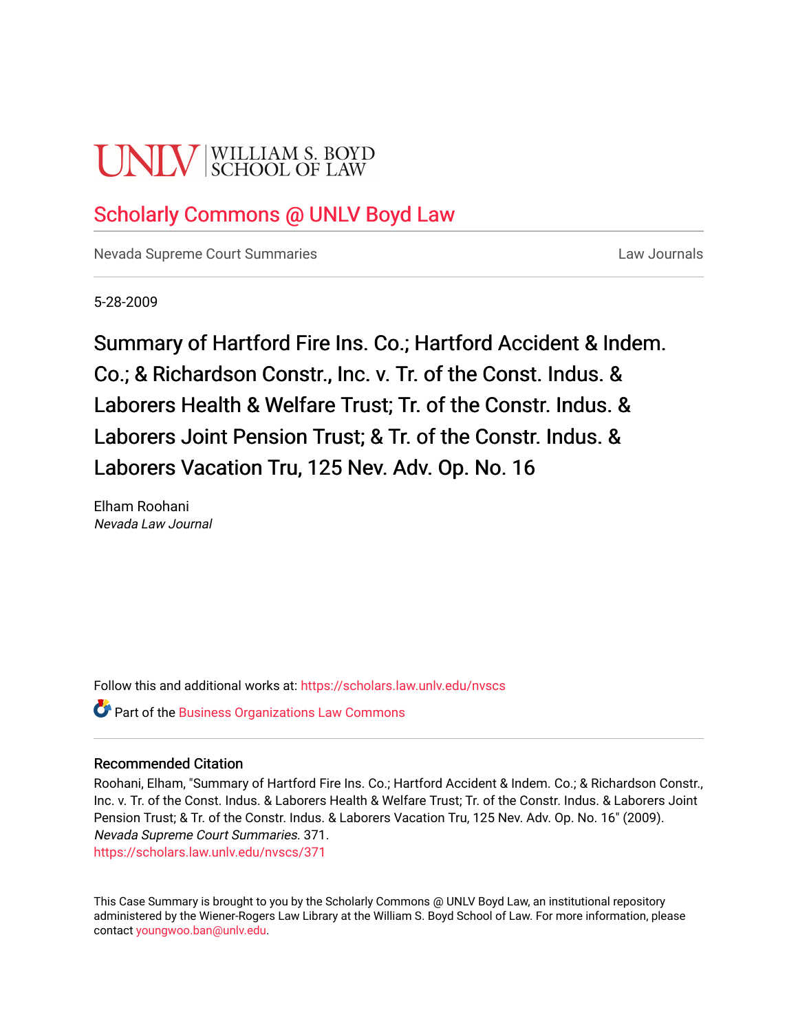UNLV | WILLIAM S. BOYD SCHOOL OF LAW

# Scholarly Commons @ UNLV Boyd Law

Nevada Supreme Court Summaries

Law Journals

5-28-2009

## Summary of Hartford Fire Ins. Co.; Hartford Accident & Indem. Co.; & Richardson Constr., Inc. v. Tr. of the Const. Indus. & Laborers Health & Welfare Trust; Tr. of the Constr. Indus. & Laborers Joint Pension Trust; & Tr. of the Constr. Indus. & Laborers Vacation Tru, 125 Nev. Adv. Op. No. 16

Elham Roohani
*Nevada Law Journal*

Follow this and additional works at: https://scholars.law.unlv.edu/nvscs

Part of the Business Organizations Law Commons

### Recommended Citation

Roohani, Elham, "Summary of Hartford Fire Ins. Co.; Hartford Accident & Indem. Co.; & Richardson Constr., Inc. v. Tr. of the Const. Indus. & Laborers Health & Welfare Trust; Tr. of the Constr. Indus. & Laborers Joint Pension Trust; & Tr. of the Constr. Indus. & Laborers Vacation Tru, 125 Nev. Adv. Op. No. 16" (2009). *Nevada Supreme Court Summaries*. 371.
https://scholars.law.unlv.edu/nvscs/371

This Case Summary is brought to you by the Scholarly Commons @ UNLV Boyd Law, an institutional repository administered by the Wiener-Rogers Law Library at the William S. Boyd School of Law. For more information, please contact youngwoo.ban@unlv.edu.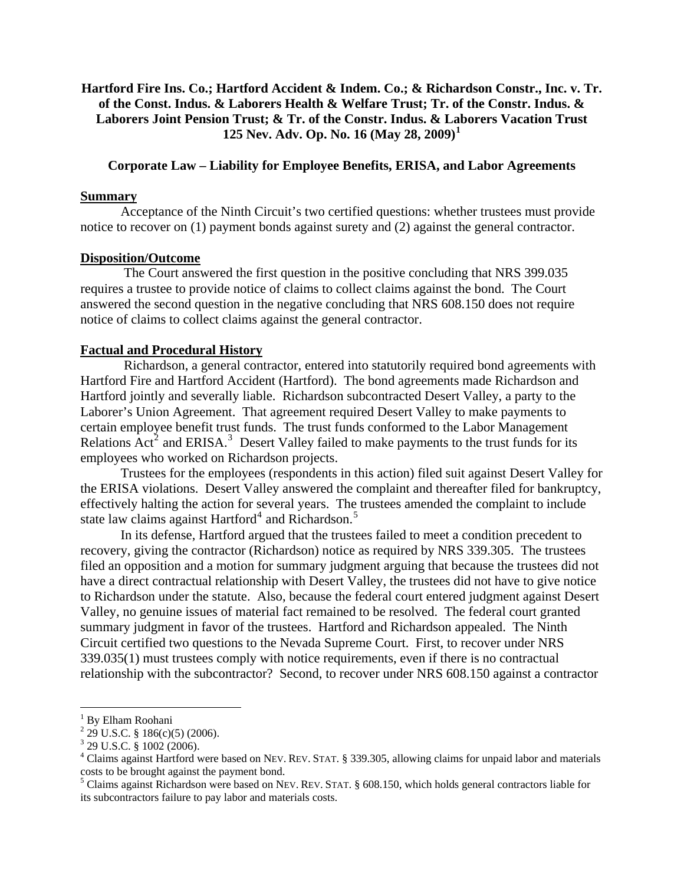**Hartford Fire Ins. Co.; Hartford Accident & Indem. Co.; & Richardson Constr., Inc. v. Tr. of the Const. Indus. & Laborers Health & Welfare Trust; Tr. of the Constr. Indus. & Laborers Joint Pension Trust; & Tr. of the Constr. Indus. & Laborers Vacation Trust 125 Nev. Adv. Op. No. 16 (May 28, 2009)[1]**

**Corporate Law – Liability for Employee Benefits, ERISA, and Labor Agreements**

## Summary

Acceptance of the Ninth Circuit's two certified questions: whether trustees must provide notice to recover on (1) payment bonds against surety and (2) against the general contractor.

## Disposition/Outcome

The Court answered the first question in the positive concluding that NRS 399.035 requires a trustee to provide notice of claims to collect claims against the bond. The Court answered the second question in the negative concluding that NRS 608.150 does not require notice of claims to collect claims against the general contractor.

## Factual and Procedural History

Richardson, a general contractor, entered into statutorily required bond agreements with Hartford Fire and Hartford Accident (Hartford). The bond agreements made Richardson and Hartford jointly and severally liable. Richardson subcontracted Desert Valley, a party to the Laborer's Union Agreement. That agreement required Desert Valley to make payments to certain employee benefit trust funds. The trust funds conformed to the Labor Management Relations Act[2] and ERISA.[3] Desert Valley failed to make payments to the trust funds for its employees who worked on Richardson projects.

Trustees for the employees (respondents in this action) filed suit against Desert Valley for the ERISA violations. Desert Valley answered the complaint and thereafter filed for bankruptcy, effectively halting the action for several years. The trustees amended the complaint to include state law claims against Hartford[4] and Richardson.[5]

In its defense, Hartford argued that the trustees failed to meet a condition precedent to recovery, giving the contractor (Richardson) notice as required by NRS 339.305. The trustees filed an opposition and a motion for summary judgment arguing that because the trustees did not have a direct contractual relationship with Desert Valley, the trustees did not have to give notice to Richardson under the statute. Also, because the federal court entered judgment against Desert Valley, no genuine issues of material fact remained to be resolved. The federal court granted summary judgment in favor of the trustees. Hartford and Richardson appealed. The Ninth Circuit certified two questions to the Nevada Supreme Court. First, to recover under NRS 339.035(1) must trustees comply with notice requirements, even if there is no contractual relationship with the subcontractor? Second, to recover under NRS 608.150 against a contractor

---

[1] By Elham Roohani

[2] 29 U.S.C. § 186(c)(5) (2006).

[3] 29 U.S.C. § 1002 (2006).

[4] Claims against Hartford were based on NEV. REV. STAT. § 339.305, allowing claims for unpaid labor and materials costs to be brought against the payment bond.

[5] Claims against Richardson were based on NEV. REV. STAT. § 608.150, which holds general contractors liable for its subcontractors failure to pay labor and materials costs.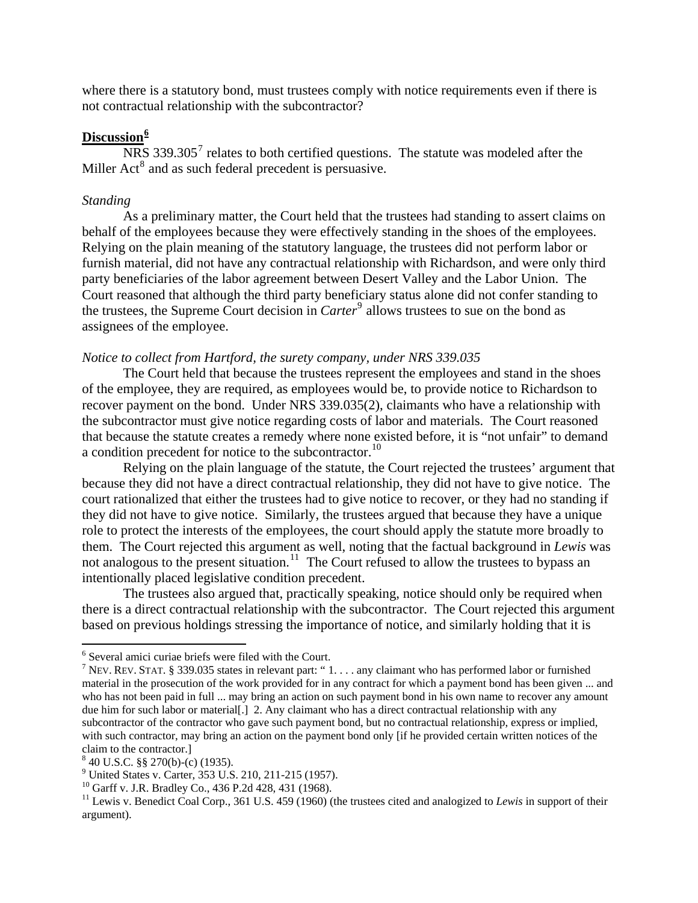where there is a statutory bond, must trustees comply with notice requirements even if there is not contractual relationship with the subcontractor?

## Discussion[6]

NRS 339.305[7] relates to both certified questions. The statute was modeled after the Miller Act[8] and as such federal precedent is persuasive.

*Standing*

As a preliminary matter, the Court held that the trustees had standing to assert claims on behalf of the employees because they were effectively standing in the shoes of the employees. Relying on the plain meaning of the statutory language, the trustees did not perform labor or furnish material, did not have any contractual relationship with Richardson, and were only third party beneficiaries of the labor agreement between Desert Valley and the Labor Union. The Court reasoned that although the third party beneficiary status alone did not confer standing to the trustees, the Supreme Court decision in *Carter*[9] allows trustees to sue on the bond as assignees of the employee.

*Notice to collect from Hartford, the surety company, under NRS 339.035*

The Court held that because the trustees represent the employees and stand in the shoes of the employee, they are required, as employees would be, to provide notice to Richardson to recover payment on the bond. Under NRS 339.035(2), claimants who have a relationship with the subcontractor must give notice regarding costs of labor and materials. The Court reasoned that because the statute creates a remedy where none existed before, it is "not unfair" to demand a condition precedent for notice to the subcontractor.[10]

Relying on the plain language of the statute, the Court rejected the trustees' argument that because they did not have a direct contractual relationship, they did not have to give notice. The court rationalized that either the trustees had to give notice to recover, or they had no standing if they did not have to give notice. Similarly, the trustees argued that because they have a unique role to protect the interests of the employees, the court should apply the statute more broadly to them. The Court rejected this argument as well, noting that the factual background in *Lewis* was not analogous to the present situation.[11] The Court refused to allow the trustees to bypass an intentionally placed legislative condition precedent.

The trustees also argued that, practically speaking, notice should only be required when there is a direct contractual relationship with the subcontractor. The Court rejected this argument based on previous holdings stressing the importance of notice, and similarly holding that it is

---

[6] Several amici curiae briefs were filed with the Court.

[7] NEV. REV. STAT. § 339.035 states in relevant part: " 1. . . . any claimant who has performed labor or furnished material in the prosecution of the work provided for in any contract for which a payment bond has been given ... and who has not been paid in full ... may bring an action on such payment bond in his own name to recover any amount due him for such labor or material[.] 2. Any claimant who has a direct contractual relationship with any subcontractor of the contractor who gave such payment bond, but no contractual relationship, express or implied, with such contractor, may bring an action on the payment bond only [if he provided certain written notices of the claim to the contractor.]

[8] 40 U.S.C. §§ 270(b)-(c) (1935).

[9] United States v. Carter, 353 U.S. 210, 211-215 (1957).

[10] Garff v. J.R. Bradley Co., 436 P.2d 428, 431 (1968).

[11] Lewis v. Benedict Coal Corp., 361 U.S. 459 (1960) (the trustees cited and analogized to *Lewis* in support of their argument).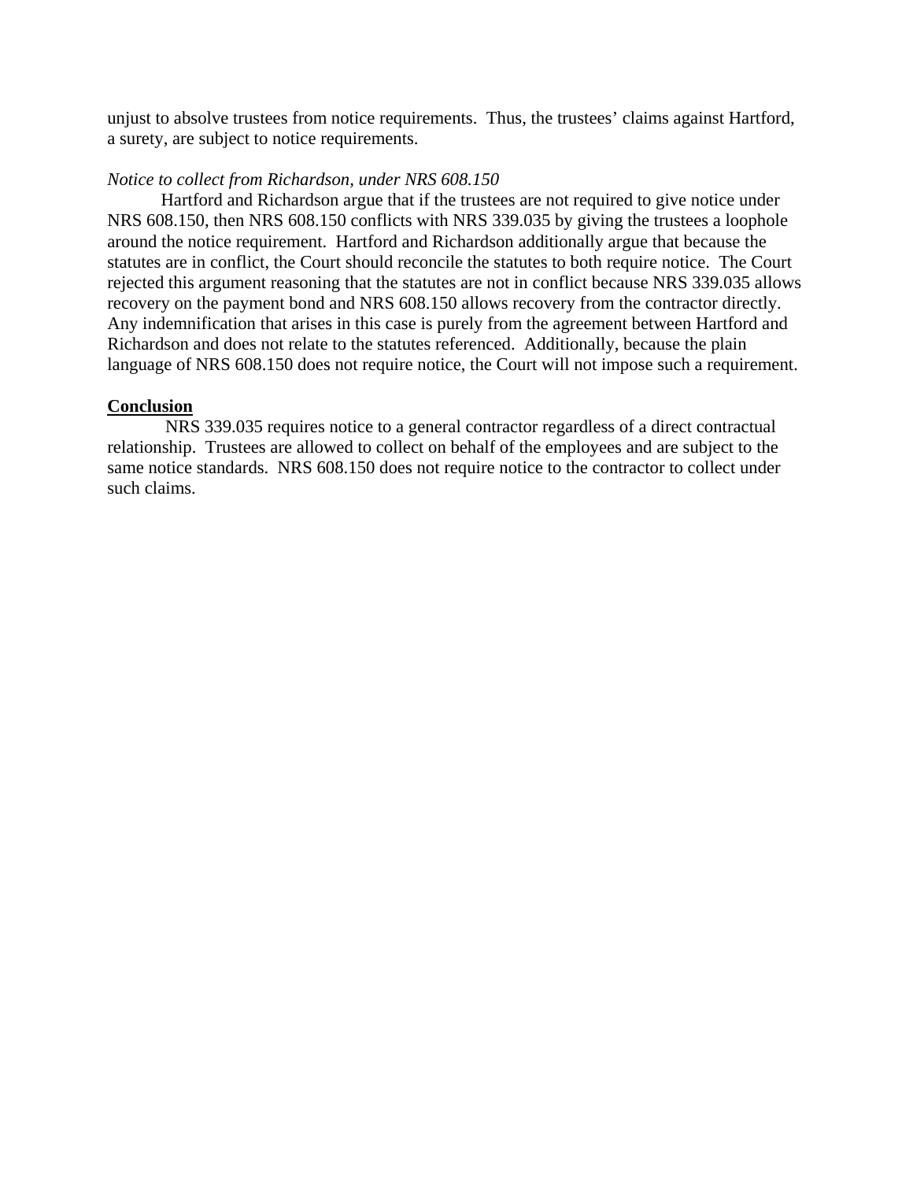unjust to absolve trustees from notice requirements. Thus, the trustees' claims against Hartford, a surety, are subject to notice requirements.

*Notice to collect from Richardson, under NRS 608.150*

Hartford and Richardson argue that if the trustees are not required to give notice under NRS 608.150, then NRS 608.150 conflicts with NRS 339.035 by giving the trustees a loophole around the notice requirement. Hartford and Richardson additionally argue that because the statutes are in conflict, the Court should reconcile the statutes to both require notice. The Court rejected this argument reasoning that the statutes are not in conflict because NRS 339.035 allows recovery on the payment bond and NRS 608.150 allows recovery from the contractor directly. Any indemnification that arises in this case is purely from the agreement between Hartford and Richardson and does not relate to the statutes referenced. Additionally, because the plain language of NRS 608.150 does not require notice, the Court will not impose such a requirement.

**Conclusion**

NRS 339.035 requires notice to a general contractor regardless of a direct contractual relationship. Trustees are allowed to collect on behalf of the employees and are subject to the same notice standards. NRS 608.150 does not require notice to the contractor to collect under such claims.